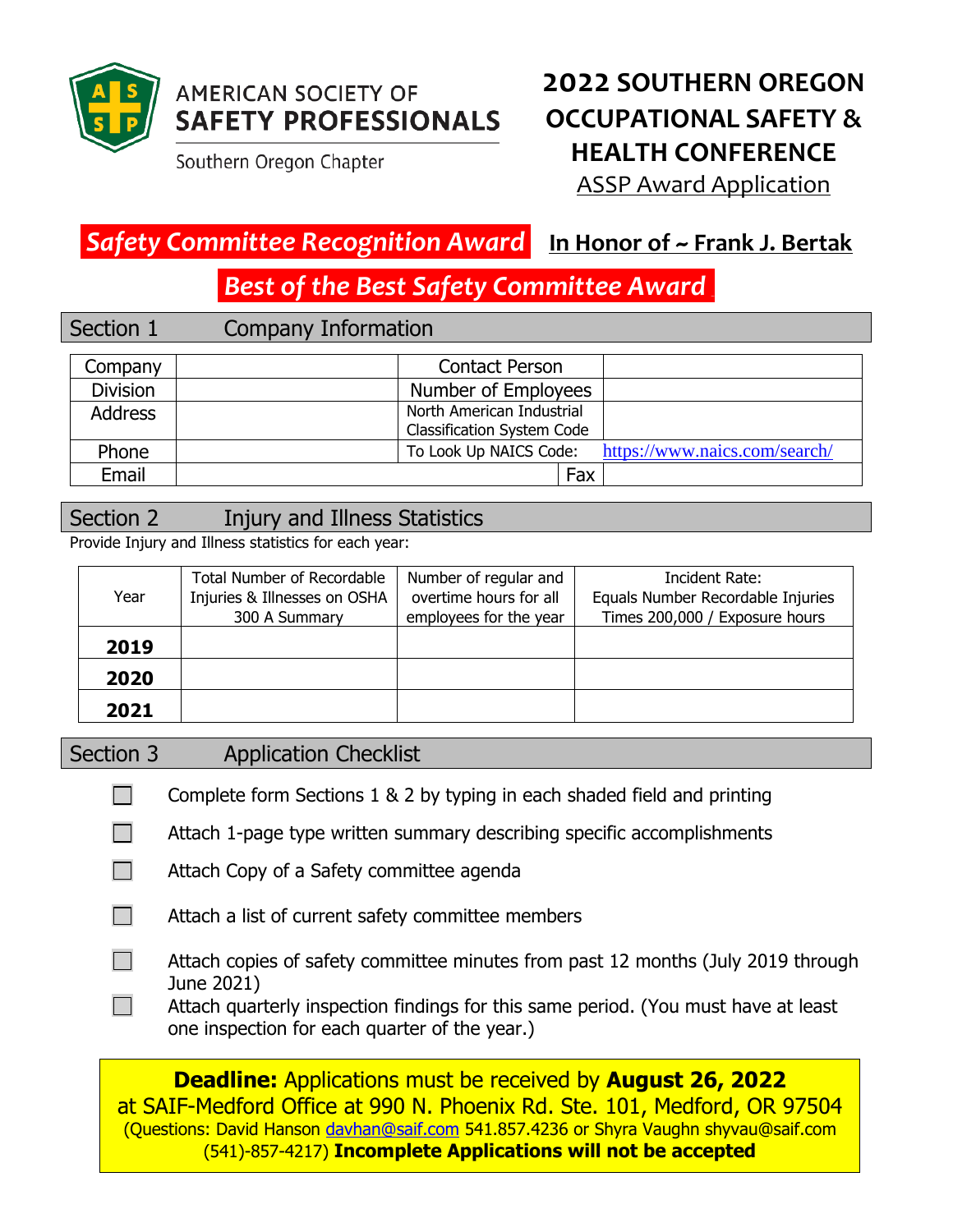AMERICAN SOCIETY OF
**SAFETY PROFESSIONALS**
Southern Oregon Chapter

# 2022 SOUTHERN OREGON OCCUPATIONAL SAFETY & HEALTH CONFERENCE

ASSP Award Application

## *Safety Committee Recognition Award* **In Honor of ~ Frank J. Bertak**

## *Best of the Best Safety Committee Award*

## Section 1 Company Information

| Company | | Contact Person | |
|---|---|---|---|
| Division | | Number of Employees | |
| Address | | North American Industrial Classification System Code | |
| Phone | | To Look Up NAICS Code: | https://www.naics.com/search/ |
| Email | | Fax | |

## Section 2 Injury and Illness Statistics

Provide Injury and Illness statistics for each year:

| Year | Total Number of Recordable Injuries & Illnesses on OSHA 300 A Summary | Number of regular and overtime hours for all employees for the year | Incident Rate: Equals Number Recordable Injuries Times 200,000 / Exposure hours |
|---|---|---|---|
| **2019** | | | |
| **2020** | | | |
| **2021** | | | |

## Section 3 Application Checklist

- ☐ Complete form Sections 1 & 2 by typing in each shaded field and printing
- ☐ Attach 1-page type written summary describing specific accomplishments
- ☐ Attach Copy of a Safety committee agenda
- ☐ Attach a list of current safety committee members
- ☐ Attach copies of safety committee minutes from past 12 months (July 2019 through June 2021)
- ☐ Attach quarterly inspection findings for this same period. (You must have at least one inspection for each quarter of the year.)

**Deadline:** Applications must be received by **August 26, 2022** at SAIF-Medford Office at 990 N. Phoenix Rd. Ste. 101, Medford, OR 97504
(Questions: David Hanson davhan@saif.com 541.857.4236 or Shyra Vaughn shyvau@saif.com (541)-857-4217) **Incomplete Applications will not be accepted**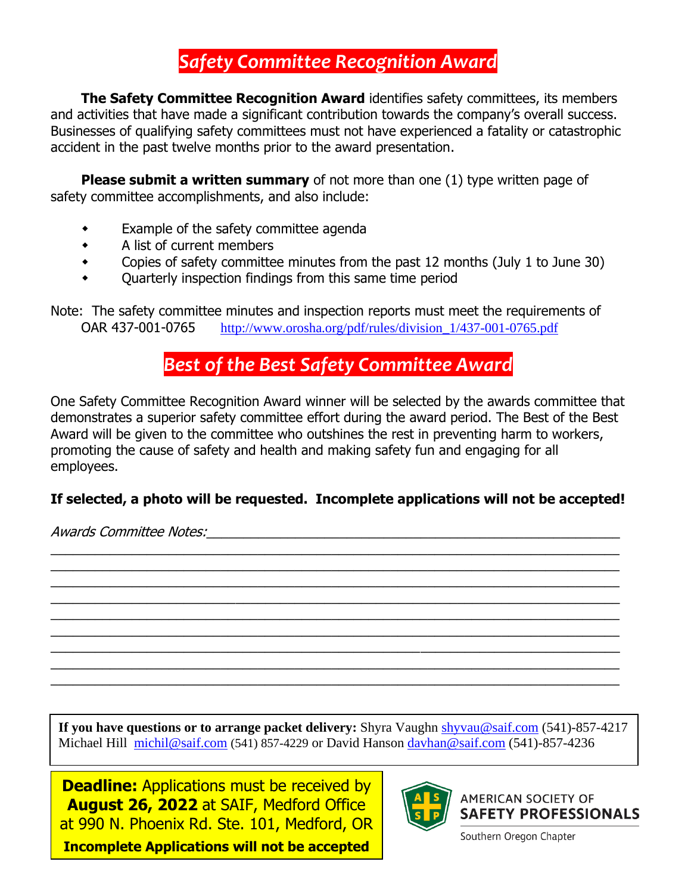# *Safety Committee Recognition Award*

**The Safety Committee Recognition Award** identifies safety committees, its members and activities that have made a significant contribution towards the company's overall success. Businesses of qualifying safety committees must not have experienced a fatality or catastrophic accident in the past twelve months prior to the award presentation.

**Please submit a written summary** of not more than one (1) type written page of safety committee accomplishments, and also include:

- Example of the safety committee agenda
- A list of current members
- Copies of safety committee minutes from the past 12 months (July 1 to June 30)
- Quarterly inspection findings from this same time period

Note: The safety committee minutes and inspection reports must meet the requirements of OAR 437-001-0765 http://www.orosha.org/pdf/rules/division_1/437-001-0765.pdf

# *Best of the Best Safety Committee Award*

One Safety Committee Recognition Award winner will be selected by the awards committee that demonstrates a superior safety committee effort during the award period. The Best of the Best Award will be given to the committee who outshines the rest in preventing harm to workers, promoting the cause of safety and health and making safety fun and engaging for all employees.

**If selected, a photo will be requested. Incomplete applications will not be accepted!**

*Awards Committee Notes:*________________________________________________________
______________________________________________________________________________
______________________________________________________________________________
______________________________________________________________________________
______________________________________________________________________________
______________________________________________________________________________
______________________________________________________________________________
______________________________________________________________________________
______________________________________________________________________________

**If you have questions or to arrange packet delivery:** Shyra Vaughn shyvau@saif.com (541)-857-4217 Michael Hill michil@saif.com (541) 857-4229 or David Hanson davhan@saif.com (541)-857-4236

**Deadline:** Applications must be received by **August 26, 2022** at SAIF, Medford Office at 990 N. Phoenix Rd. Ste. 101, Medford, OR

**Incomplete Applications will not be accepted**

AMERICAN SOCIETY OF SAFETY PROFESSIONALS

Southern Oregon Chapter